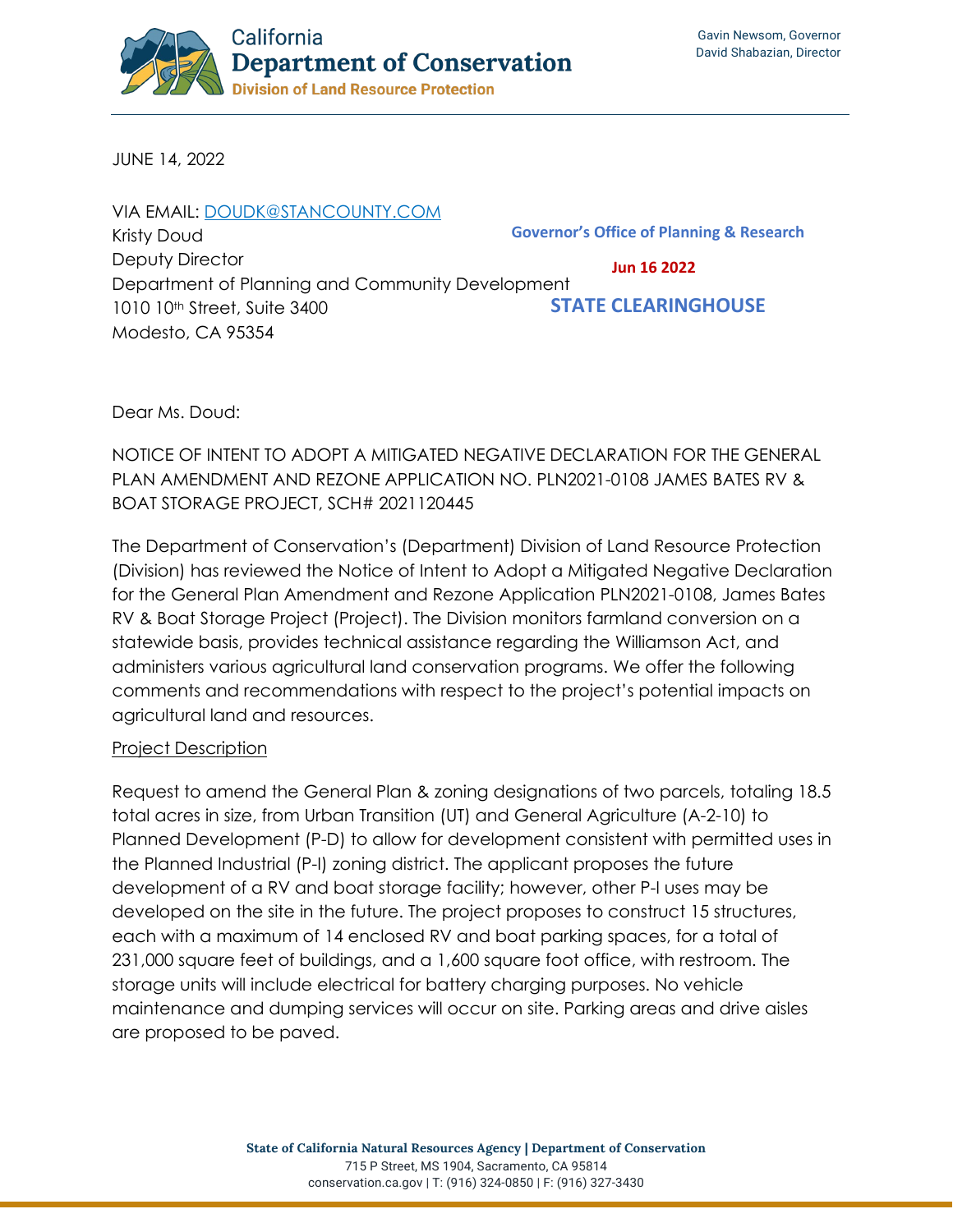California
**Department of Conservation**
**Division of Land Resource Protection**

Gavin Newsom, Governor
David Shabazian, Director

JUNE 14, 2022

VIA EMAIL: DOUDK@STANCOUNTY.COM
Kristy Doud
Deputy Director
Department of Planning and Community Development
1010 10th Street, Suite 3400
Modesto, CA 95354

Governor's Office of Planning & Research

Jun 16 2022

STATE CLEARINGHOUSE

Dear Ms. Doud:

NOTICE OF INTENT TO ADOPT A MITIGATED NEGATIVE DECLARATION FOR THE GENERAL PLAN AMENDMENT AND REZONE APPLICATION NO. PLN2021-0108 JAMES BATES RV & BOAT STORAGE PROJECT, SCH# 2021120445

The Department of Conservation's (Department) Division of Land Resource Protection (Division) has reviewed the Notice of Intent to Adopt a Mitigated Negative Declaration for the General Plan Amendment and Rezone Application PLN2021-0108, James Bates RV & Boat Storage Project (Project). The Division monitors farmland conversion on a statewide basis, provides technical assistance regarding the Williamson Act, and administers various agricultural land conservation programs. We offer the following comments and recommendations with respect to the project's potential impacts on agricultural land and resources.

<u>Project Description</u>

Request to amend the General Plan & zoning designations of two parcels, totaling 18.5 total acres in size, from Urban Transition (UT) and General Agriculture (A-2-10) to Planned Development (P-D) to allow for development consistent with permitted uses in the Planned Industrial (P-I) zoning district. The applicant proposes the future development of a RV and boat storage facility; however, other P-I uses may be developed on the site in the future. The project proposes to construct 15 structures, each with a maximum of 14 enclosed RV and boat parking spaces, for a total of 231,000 square feet of buildings, and a 1,600 square foot office, with restroom. The storage units will include electrical for battery charging purposes. No vehicle maintenance and dumping services will occur on site. Parking areas and drive aisles are proposed to be paved.

State of California Natural Resources Agency | Department of Conservation
715 P Street, MS 1904, Sacramento, CA 95814
conservation.ca.gov | T: (916) 324-0850 | F: (916) 327-3430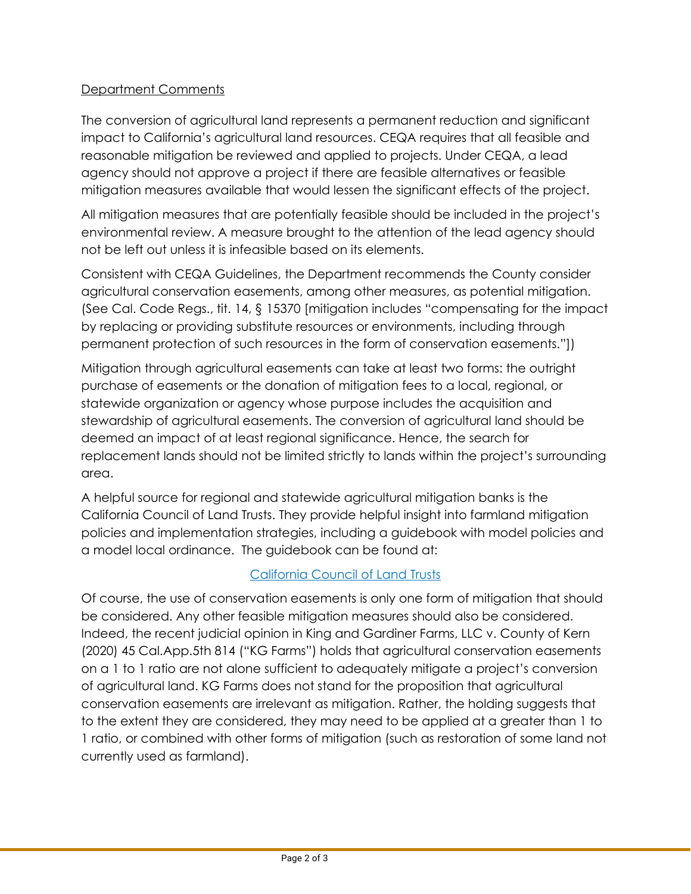## Department Comments

The conversion of agricultural land represents a permanent reduction and significant impact to California's agricultural land resources. CEQA requires that all feasible and reasonable mitigation be reviewed and applied to projects. Under CEQA, a lead agency should not approve a project if there are feasible alternatives or feasible mitigation measures available that would lessen the significant effects of the project.

All mitigation measures that are potentially feasible should be included in the project's environmental review. A measure brought to the attention of the lead agency should not be left out unless it is infeasible based on its elements.

Consistent with CEQA Guidelines, the Department recommends the County consider agricultural conservation easements, among other measures, as potential mitigation. (See Cal. Code Regs., tit. 14, § 15370 [mitigation includes "compensating for the impact by replacing or providing substitute resources or environments, including through permanent protection of such resources in the form of conservation easements."])

Mitigation through agricultural easements can take at least two forms: the outright purchase of easements or the donation of mitigation fees to a local, regional, or statewide organization or agency whose purpose includes the acquisition and stewardship of agricultural easements. The conversion of agricultural land should be deemed an impact of at least regional significance. Hence, the search for replacement lands should not be limited strictly to lands within the project's surrounding area.

A helpful source for regional and statewide agricultural mitigation banks is the California Council of Land Trusts. They provide helpful insight into farmland mitigation policies and implementation strategies, including a guidebook with model policies and a model local ordinance. The guidebook can be found at:

California Council of Land Trusts

Of course, the use of conservation easements is only one form of mitigation that should be considered. Any other feasible mitigation measures should also be considered. Indeed, the recent judicial opinion in King and Gardiner Farms, LLC v. County of Kern (2020) 45 Cal.App.5th 814 ("KG Farms") holds that agricultural conservation easements on a 1 to 1 ratio are not alone sufficient to adequately mitigate a project's conversion of agricultural land. KG Farms does not stand for the proposition that agricultural conservation easements are irrelevant as mitigation. Rather, the holding suggests that to the extent they are considered, they may need to be applied at a greater than 1 to 1 ratio, or combined with other forms of mitigation (such as restoration of some land not currently used as farmland).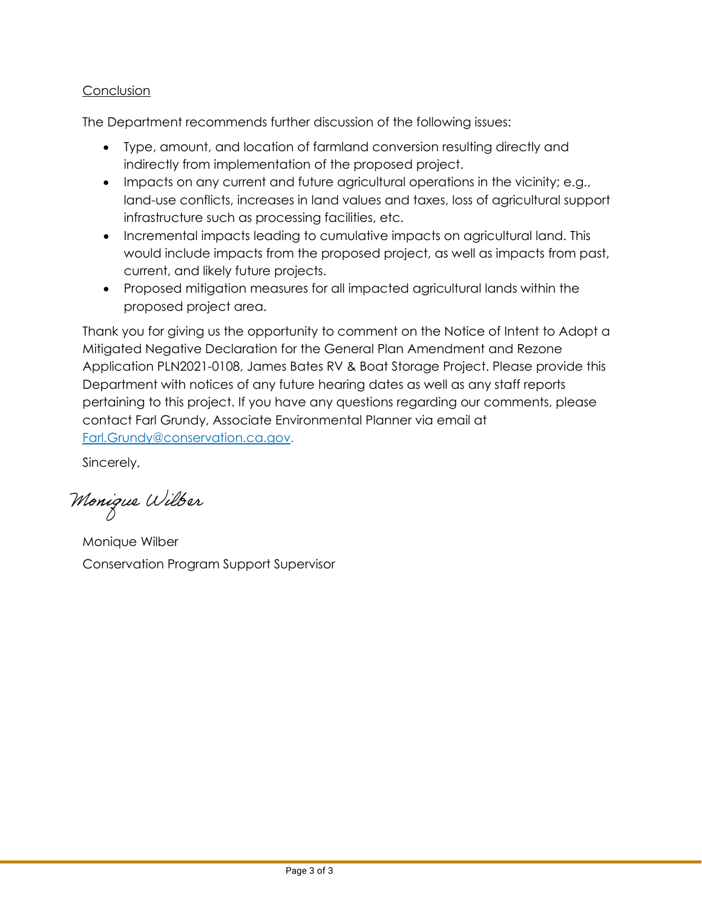Conclusion

The Department recommends further discussion of the following issues:

- Type, amount, and location of farmland conversion resulting directly and indirectly from implementation of the proposed project.
- Impacts on any current and future agricultural operations in the vicinity; e.g., land-use conflicts, increases in land values and taxes, loss of agricultural support infrastructure such as processing facilities, etc.
- Incremental impacts leading to cumulative impacts on agricultural land. This would include impacts from the proposed project, as well as impacts from past, current, and likely future projects.
- Proposed mitigation measures for all impacted agricultural lands within the proposed project area.

Thank you for giving us the opportunity to comment on the Notice of Intent to Adopt a Mitigated Negative Declaration for the General Plan Amendment and Rezone Application PLN2021-0108, James Bates RV & Boat Storage Project. Please provide this Department with notices of any future hearing dates as well as any staff reports pertaining to this project. If you have any questions regarding our comments, please contact Farl Grundy, Associate Environmental Planner via email at Farl.Grundy@conservation.ca.gov.

Sincerely,

Monique Wilber

Monique Wilber
Conservation Program Support Supervisor